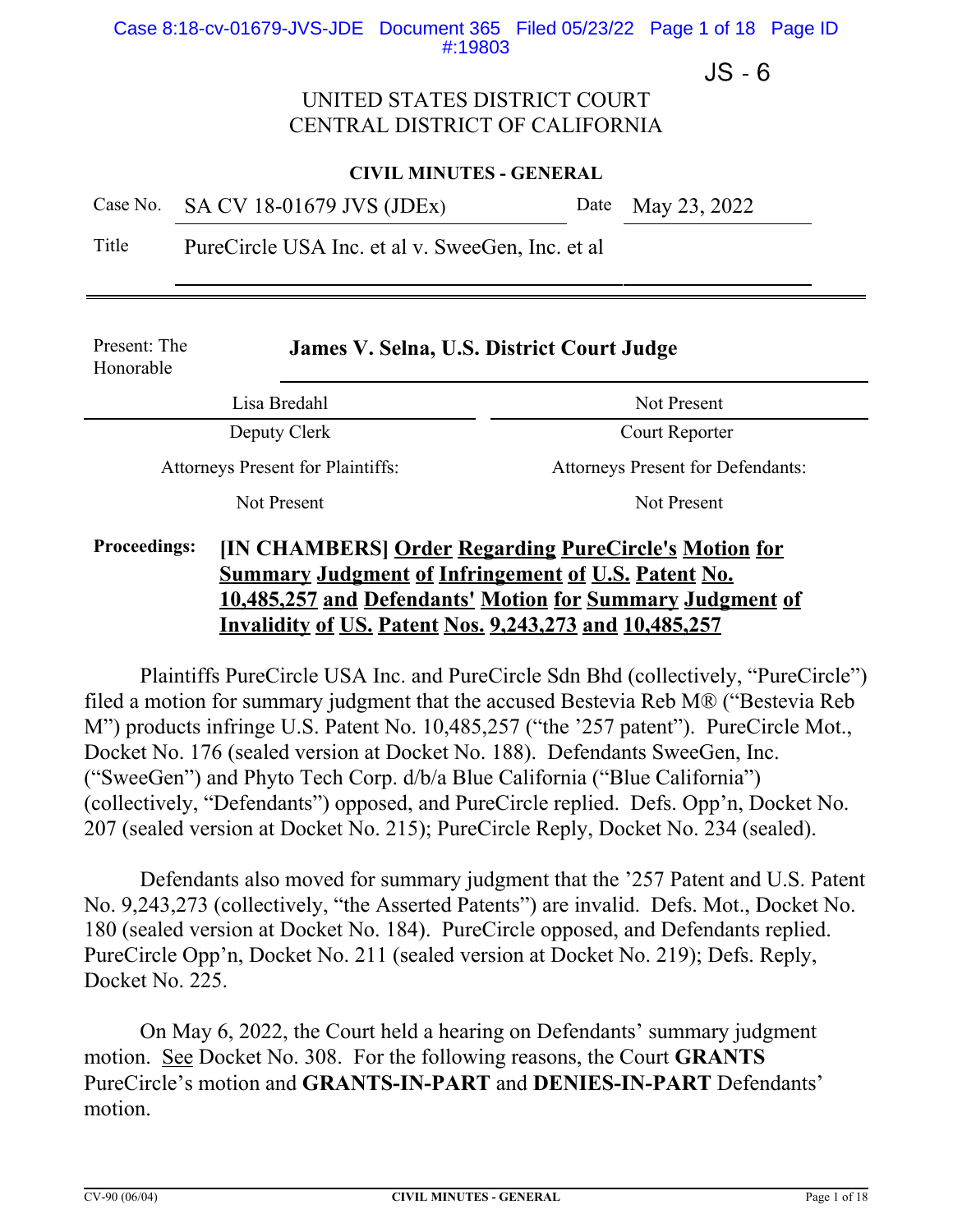JS - 6

UNITED STATES DISTRICT COURT
CENTRAL DISTRICT OF CALIFORNIA

**CIVIL MINUTES - GENERAL**

| | | | |
|---|---|---|---|
| Case No. | SA CV 18-01679 JVS (JDEx) | Date | May 23, 2022 |
| Title | PureCircle USA Inc. et al v. SweeGen, Inc. et al | | |

Present: The Honorable **James V. Selna, U.S. District Court Judge**

| | |
|---|---|
| Lisa Bredahl | Not Present |
| Deputy Clerk | Court Reporter |
| Attorneys Present for Plaintiffs: | Attorneys Present for Defendants: |
| Not Present | Not Present |

**Proceedings:** **[IN CHAMBERS] Order Regarding PureCircle's Motion for Summary Judgment of Infringement of U.S. Patent No. 10,485,257 and Defendants' Motion for Summary Judgment of Invalidity of US. Patent Nos. 9,243,273 and 10,485,257**

Plaintiffs PureCircle USA Inc. and PureCircle Sdn Bhd (collectively, "PureCircle") filed a motion for summary judgment that the accused Bestevia Reb M® ("Bestevia Reb M") products infringe U.S. Patent No. 10,485,257 ("the '257 patent"). PureCircle Mot., Docket No. 176 (sealed version at Docket No. 188). Defendants SweeGen, Inc. ("SweeGen") and Phyto Tech Corp. d/b/a Blue California ("Blue California") (collectively, "Defendants") opposed, and PureCircle replied. Defs. Opp'n, Docket No. 207 (sealed version at Docket No. 215); PureCircle Reply, Docket No. 234 (sealed).

Defendants also moved for summary judgment that the '257 Patent and U.S. Patent No. 9,243,273 (collectively, "the Asserted Patents") are invalid. Defs. Mot., Docket No. 180 (sealed version at Docket No. 184). PureCircle opposed, and Defendants replied. PureCircle Opp'n, Docket No. 211 (sealed version at Docket No. 219); Defs. Reply, Docket No. 225.

On May 6, 2022, the Court held a hearing on Defendants' summary judgment motion. See Docket No. 308. For the following reasons, the Court **GRANTS** PureCircle's motion and **GRANTS-IN-PART** and **DENIES-IN-PART** Defendants' motion.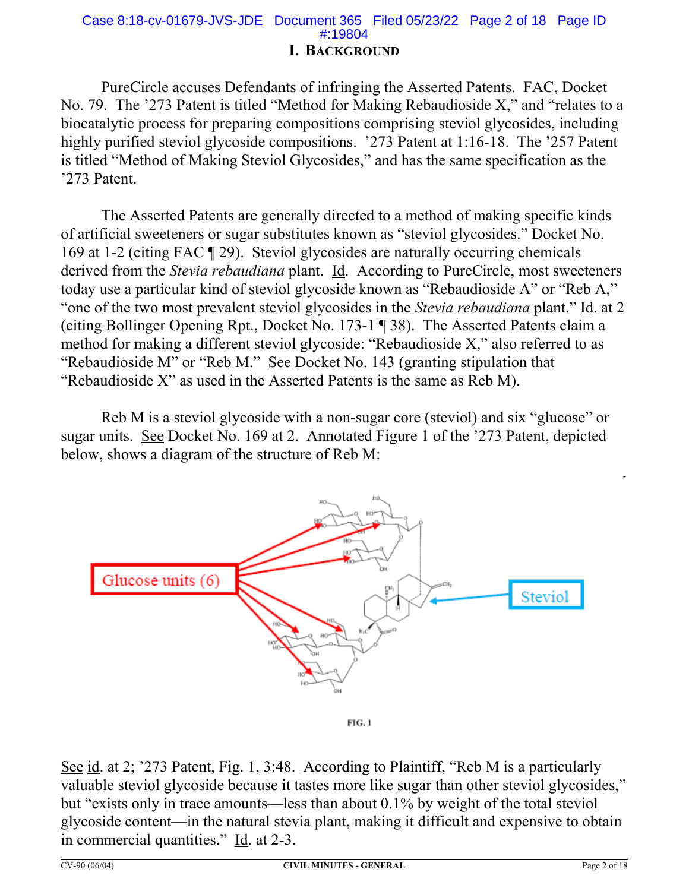## I. BACKGROUND

PureCircle accuses Defendants of infringing the Asserted Patents. FAC, Docket No. 79. The '273 Patent is titled "Method for Making Rebaudioside X," and "relates to a biocatalytic process for preparing compositions comprising steviol glycosides, including highly purified steviol glycoside compositions. '273 Patent at 1:16-18. The '257 Patent is titled "Method of Making Steviol Glycosides," and has the same specification as the '273 Patent.

The Asserted Patents are generally directed to a method of making specific kinds of artificial sweeteners or sugar substitutes known as "steviol glycosides." Docket No. 169 at 1-2 (citing FAC ¶ 29). Steviol glycosides are naturally occurring chemicals derived from the *Stevia rebaudiana* plant. Id. According to PureCircle, most sweeteners today use a particular kind of steviol glycoside known as "Rebaudioside A" or "Reb A," "one of the two most prevalent steviol glycosides in the *Stevia rebaudiana* plant." Id. at 2 (citing Bollinger Opening Rpt., Docket No. 173-1 ¶ 38). The Asserted Patents claim a method for making a different steviol glycoside: "Rebaudioside X," also referred to as "Rebaudioside M" or "Reb M." See Docket No. 143 (granting stipulation that "Rebaudioside X" as used in the Asserted Patents is the same as Reb M).

Reb M is a steviol glycoside with a non-sugar core (steviol) and six "glucose" or sugar units. See Docket No. 169 at 2. Annotated Figure 1 of the '273 Patent, depicted below, shows a diagram of the structure of Reb M:

Glucose units (6)

Steviol

FIG. 1

See id. at 2; '273 Patent, Fig. 1, 3:48. According to Plaintiff, "Reb M is a particularly valuable steviol glycoside because it tastes more like sugar than other steviol glycosides," but "exists only in trace amounts—less than about 0.1% by weight of the total steviol glycoside content—in the natural stevia plant, making it difficult and expensive to obtain in commercial quantities." Id. at 2-3.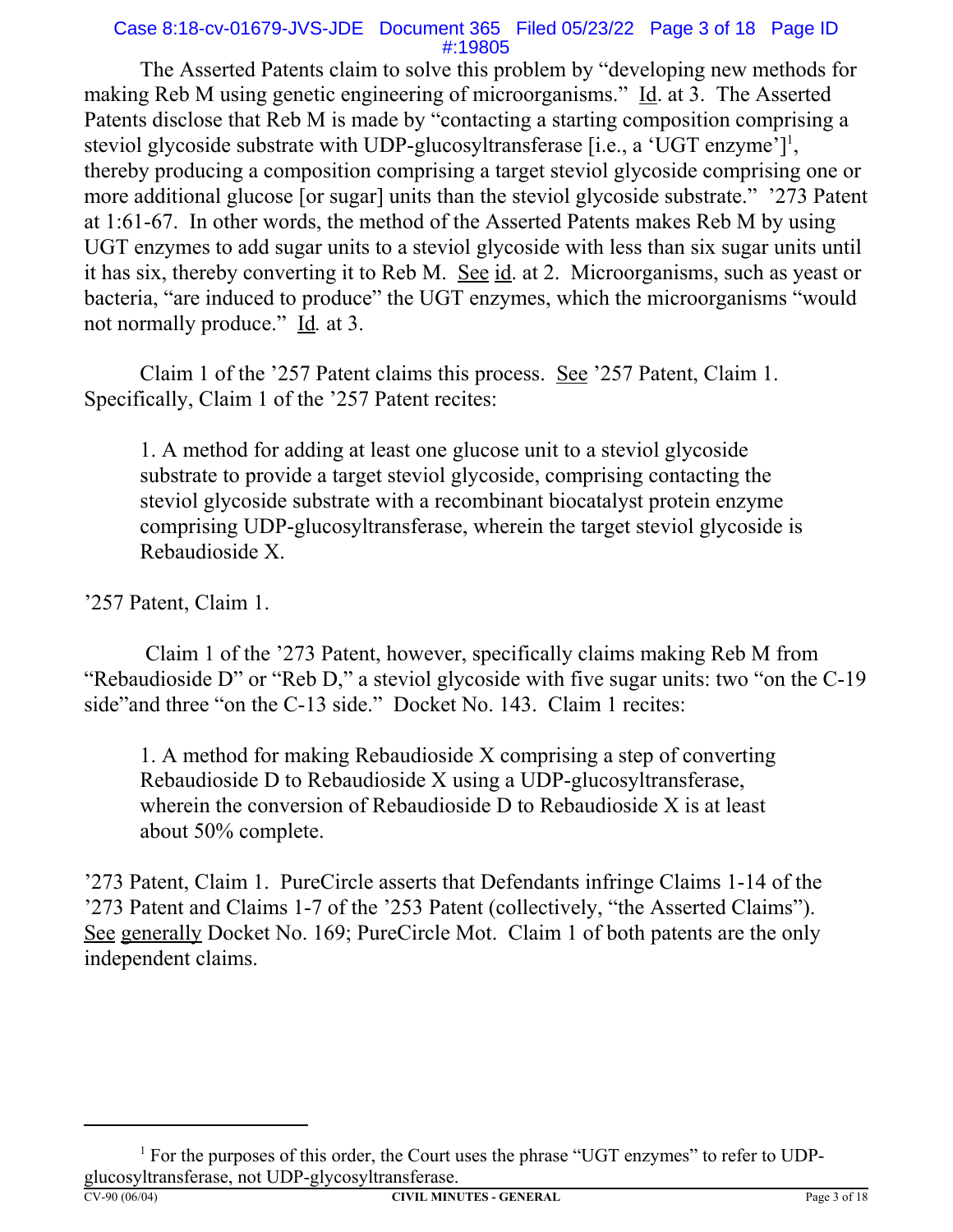The Asserted Patents claim to solve this problem by "developing new methods for making Reb M using genetic engineering of microorganisms." Id. at 3. The Asserted Patents disclose that Reb M is made by "contacting a starting composition comprising a steviol glycoside substrate with UDP-glucosyltransferase [i.e., a 'UGT enzyme'][1], thereby producing a composition comprising a target steviol glycoside comprising one or more additional glucose [or sugar] units than the steviol glycoside substrate." '273 Patent at 1:61-67. In other words, the method of the Asserted Patents makes Reb M by using UGT enzymes to add sugar units to a steviol glycoside with less than six sugar units until it has six, thereby converting it to Reb M. See id. at 2. Microorganisms, such as yeast or bacteria, "are induced to produce" the UGT enzymes, which the microorganisms "would not normally produce." Id. at 3.

Claim 1 of the '257 Patent claims this process. See '257 Patent, Claim 1. Specifically, Claim 1 of the '257 Patent recites:

> 1. A method for adding at least one glucose unit to a steviol glycoside substrate to provide a target steviol glycoside, comprising contacting the steviol glycoside substrate with a recombinant biocatalyst protein enzyme comprising UDP-glucosyltransferase, wherein the target steviol glycoside is Rebaudioside X.

'257 Patent, Claim 1.

Claim 1 of the '273 Patent, however, specifically claims making Reb M from "Rebaudioside D" or "Reb D," a steviol glycoside with five sugar units: two "on the C-19 side"and three "on the C-13 side." Docket No. 143. Claim 1 recites:

> 1. A method for making Rebaudioside X comprising a step of converting Rebaudioside D to Rebaudioside X using a UDP-glucosyltransferase, wherein the conversion of Rebaudioside D to Rebaudioside X is at least about 50% complete.

'273 Patent, Claim 1. PureCircle asserts that Defendants infringe Claims 1-14 of the '273 Patent and Claims 1-7 of the '253 Patent (collectively, "the Asserted Claims"). See generally Docket No. 169; PureCircle Mot. Claim 1 of both patents are the only independent claims.

---

[1] For the purposes of this order, the Court uses the phrase "UGT enzymes" to refer to UDP-glucosyltransferase, not UDP-glycosyltransferase.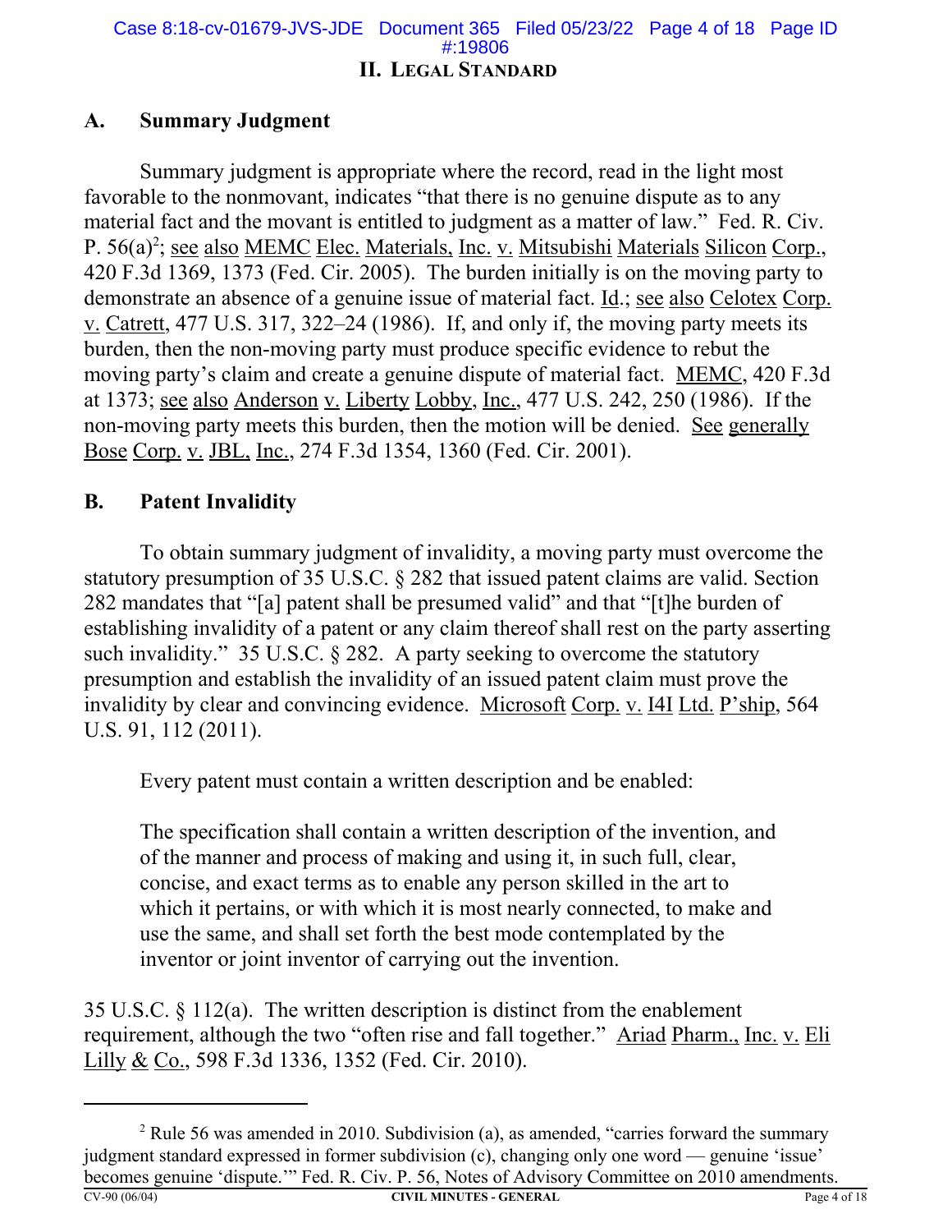## II. LEGAL STANDARD

### A. Summary Judgment

Summary judgment is appropriate where the record, read in the light most favorable to the nonmovant, indicates "that there is no genuine dispute as to any material fact and the movant is entitled to judgment as a matter of law." Fed. R. Civ. P. 56(a)[2]; see also MEMC Elec. Materials, Inc. v. Mitsubishi Materials Silicon Corp., 420 F.3d 1369, 1373 (Fed. Cir. 2005). The burden initially is on the moving party to demonstrate an absence of a genuine issue of material fact. Id.; see also Celotex Corp. v. Catrett, 477 U.S. 317, 322–24 (1986). If, and only if, the moving party meets its burden, then the non-moving party must produce specific evidence to rebut the moving party's claim and create a genuine dispute of material fact. MEMC, 420 F.3d at 1373; see also Anderson v. Liberty Lobby, Inc., 477 U.S. 242, 250 (1986). If the non-moving party meets this burden, then the motion will be denied. See generally Bose Corp. v. JBL, Inc., 274 F.3d 1354, 1360 (Fed. Cir. 2001).

### B. Patent Invalidity

To obtain summary judgment of invalidity, a moving party must overcome the statutory presumption of 35 U.S.C. § 282 that issued patent claims are valid. Section 282 mandates that "[a] patent shall be presumed valid" and that "[t]he burden of establishing invalidity of a patent or any claim thereof shall rest on the party asserting such invalidity." 35 U.S.C. § 282. A party seeking to overcome the statutory presumption and establish the invalidity of an issued patent claim must prove the invalidity by clear and convincing evidence. Microsoft Corp. v. I4I Ltd. P'ship, 564 U.S. 91, 112 (2011).

Every patent must contain a written description and be enabled:

> The specification shall contain a written description of the invention, and of the manner and process of making and using it, in such full, clear, concise, and exact terms as to enable any person skilled in the art to which it pertains, or with which it is most nearly connected, to make and use the same, and shall set forth the best mode contemplated by the inventor or joint inventor of carrying out the invention.

35 U.S.C. § 112(a). The written description is distinct from the enablement requirement, although the two "often rise and fall together." Ariad Pharm., Inc. v. Eli Lilly & Co., 598 F.3d 1336, 1352 (Fed. Cir. 2010).

---

[2] Rule 56 was amended in 2010. Subdivision (a), as amended, "carries forward the summary judgment standard expressed in former subdivision (c), changing only one word — genuine 'issue' becomes genuine 'dispute.'" Fed. R. Civ. P. 56, Notes of Advisory Committee on 2010 amendments.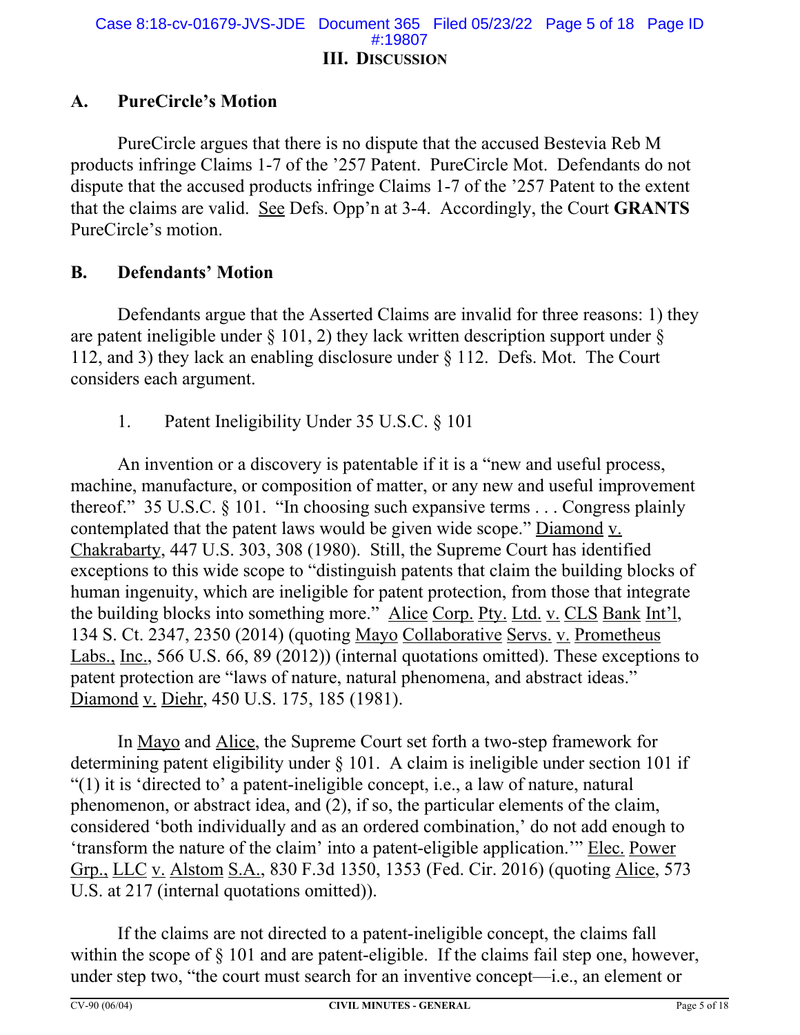### III. Discussion

#### A. PureCircle's Motion

PureCircle argues that there is no dispute that the accused Bestevia Reb M products infringe Claims 1-7 of the '257 Patent. PureCircle Mot. Defendants do not dispute that the accused products infringe Claims 1-7 of the '257 Patent to the extent that the claims are valid. See Defs. Opp'n at 3-4. Accordingly, the Court **GRANTS** PureCircle's motion.

#### B. Defendants' Motion

Defendants argue that the Asserted Claims are invalid for three reasons: 1) they are patent ineligible under § 101, 2) they lack written description support under § 112, and 3) they lack an enabling disclosure under § 112. Defs. Mot. The Court considers each argument.

1. Patent Ineligibility Under 35 U.S.C. § 101

An invention or a discovery is patentable if it is a "new and useful process, machine, manufacture, or composition of matter, or any new and useful improvement thereof." 35 U.S.C. § 101. "In choosing such expansive terms . . . Congress plainly contemplated that the patent laws would be given wide scope." Diamond v. Chakrabarty, 447 U.S. 303, 308 (1980). Still, the Supreme Court has identified exceptions to this wide scope to "distinguish patents that claim the building blocks of human ingenuity, which are ineligible for patent protection, from those that integrate the building blocks into something more." Alice Corp. Pty. Ltd. v. CLS Bank Int'l, 134 S. Ct. 2347, 2350 (2014) (quoting Mayo Collaborative Servs. v. Prometheus Labs., Inc., 566 U.S. 66, 89 (2012)) (internal quotations omitted). These exceptions to patent protection are "laws of nature, natural phenomena, and abstract ideas." Diamond v. Diehr, 450 U.S. 175, 185 (1981).

In Mayo and Alice, the Supreme Court set forth a two-step framework for determining patent eligibility under § 101. A claim is ineligible under section 101 if "(1) it is 'directed to' a patent-ineligible concept, i.e., a law of nature, natural phenomenon, or abstract idea, and (2), if so, the particular elements of the claim, considered 'both individually and as an ordered combination,' do not add enough to 'transform the nature of the claim' into a patent-eligible application.'" Elec. Power Grp., LLC v. Alstom S.A., 830 F.3d 1350, 1353 (Fed. Cir. 2016) (quoting Alice, 573 U.S. at 217 (internal quotations omitted)).

If the claims are not directed to a patent-ineligible concept, the claims fall within the scope of § 101 and are patent-eligible. If the claims fail step one, however, under step two, "the court must search for an inventive concept—i.e., an element or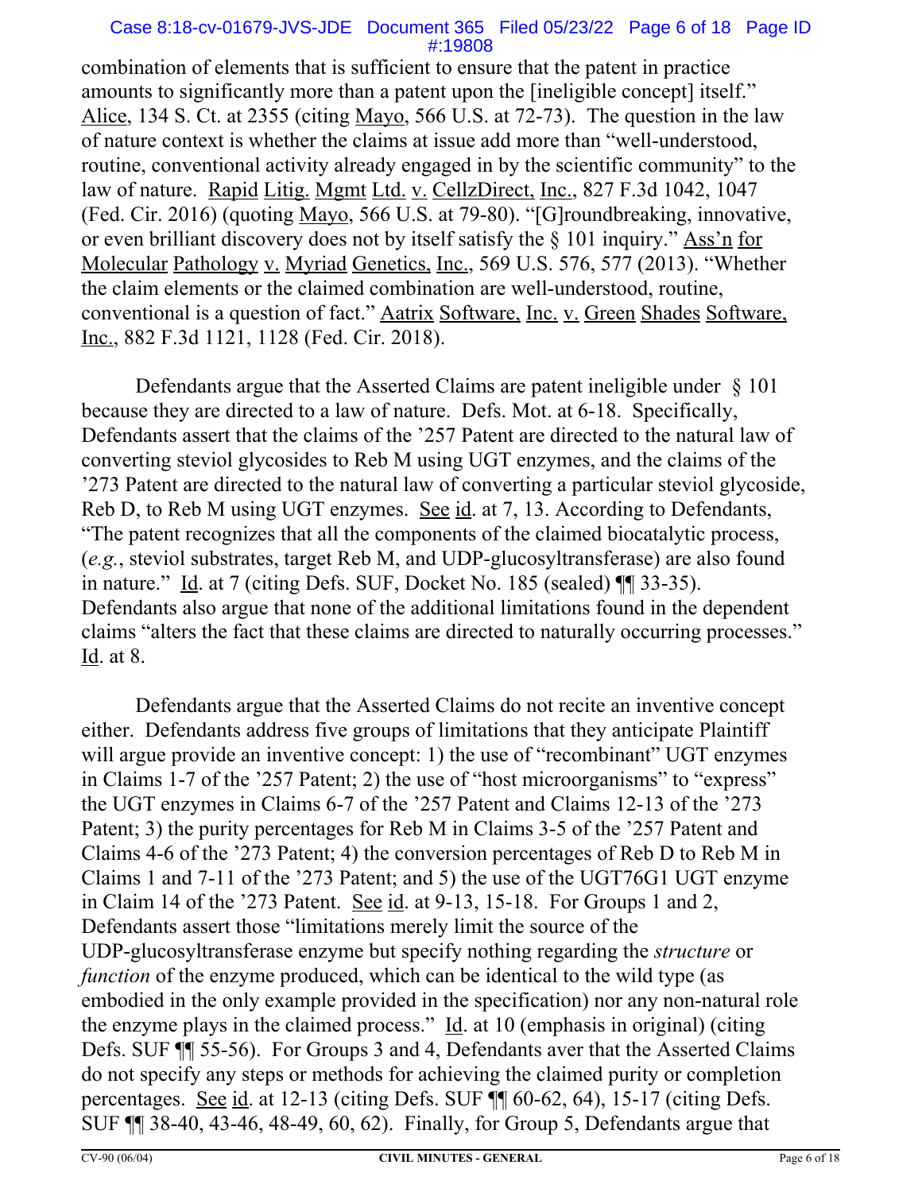combination of elements that is sufficient to ensure that the patent in practice amounts to significantly more than a patent upon the [ineligible concept] itself." Alice, 134 S. Ct. at 2355 (citing Mayo, 566 U.S. at 72-73). The question in the law of nature context is whether the claims at issue add more than "well-understood, routine, conventional activity already engaged in by the scientific community" to the law of nature. Rapid Litig. Mgmt Ltd. v. CellzDirect, Inc., 827 F.3d 1042, 1047 (Fed. Cir. 2016) (quoting Mayo, 566 U.S. at 79-80). "[G]roundbreaking, innovative, or even brilliant discovery does not by itself satisfy the § 101 inquiry." Ass'n for Molecular Pathology v. Myriad Genetics, Inc., 569 U.S. 576, 577 (2013). "Whether the claim elements or the claimed combination are well-understood, routine, conventional is a question of fact." Aatrix Software, Inc. v. Green Shades Software, Inc., 882 F.3d 1121, 1128 (Fed. Cir. 2018).

Defendants argue that the Asserted Claims are patent ineligible under § 101 because they are directed to a law of nature. Defs. Mot. at 6-18. Specifically, Defendants assert that the claims of the '257 Patent are directed to the natural law of converting steviol glycosides to Reb M using UGT enzymes, and the claims of the '273 Patent are directed to the natural law of converting a particular steviol glycoside, Reb D, to Reb M using UGT enzymes. See id. at 7, 13. According to Defendants, "The patent recognizes that all the components of the claimed biocatalytic process, (*e.g.*, steviol substrates, target Reb M, and UDP-glucosyltransferase) are also found in nature." Id. at 7 (citing Defs. SUF, Docket No. 185 (sealed) ¶¶ 33-35). Defendants also argue that none of the additional limitations found in the dependent claims "alters the fact that these claims are directed to naturally occurring processes." Id. at 8.

Defendants argue that the Asserted Claims do not recite an inventive concept either. Defendants address five groups of limitations that they anticipate Plaintiff will argue provide an inventive concept: 1) the use of "recombinant" UGT enzymes in Claims 1-7 of the '257 Patent; 2) the use of "host microorganisms" to "express" the UGT enzymes in Claims 6-7 of the '257 Patent and Claims 12-13 of the '273 Patent; 3) the purity percentages for Reb M in Claims 3-5 of the '257 Patent and Claims 4-6 of the '273 Patent; 4) the conversion percentages of Reb D to Reb M in Claims 1 and 7-11 of the '273 Patent; and 5) the use of the UGT76G1 UGT enzyme in Claim 14 of the '273 Patent. See id. at 9-13, 15-18. For Groups 1 and 2, Defendants assert those "limitations merely limit the source of the UDP-glucosyltransferase enzyme but specify nothing regarding the *structure* or *function* of the enzyme produced, which can be identical to the wild type (as embodied in the only example provided in the specification) nor any non-natural role the enzyme plays in the claimed process." Id. at 10 (emphasis in original) (citing Defs. SUF ¶¶ 55-56). For Groups 3 and 4, Defendants aver that the Asserted Claims do not specify any steps or methods for achieving the claimed purity or completion percentages. See id. at 12-13 (citing Defs. SUF ¶¶ 60-62, 64), 15-17 (citing Defs. SUF ¶¶ 38-40, 43-46, 48-49, 60, 62). Finally, for Group 5, Defendants argue that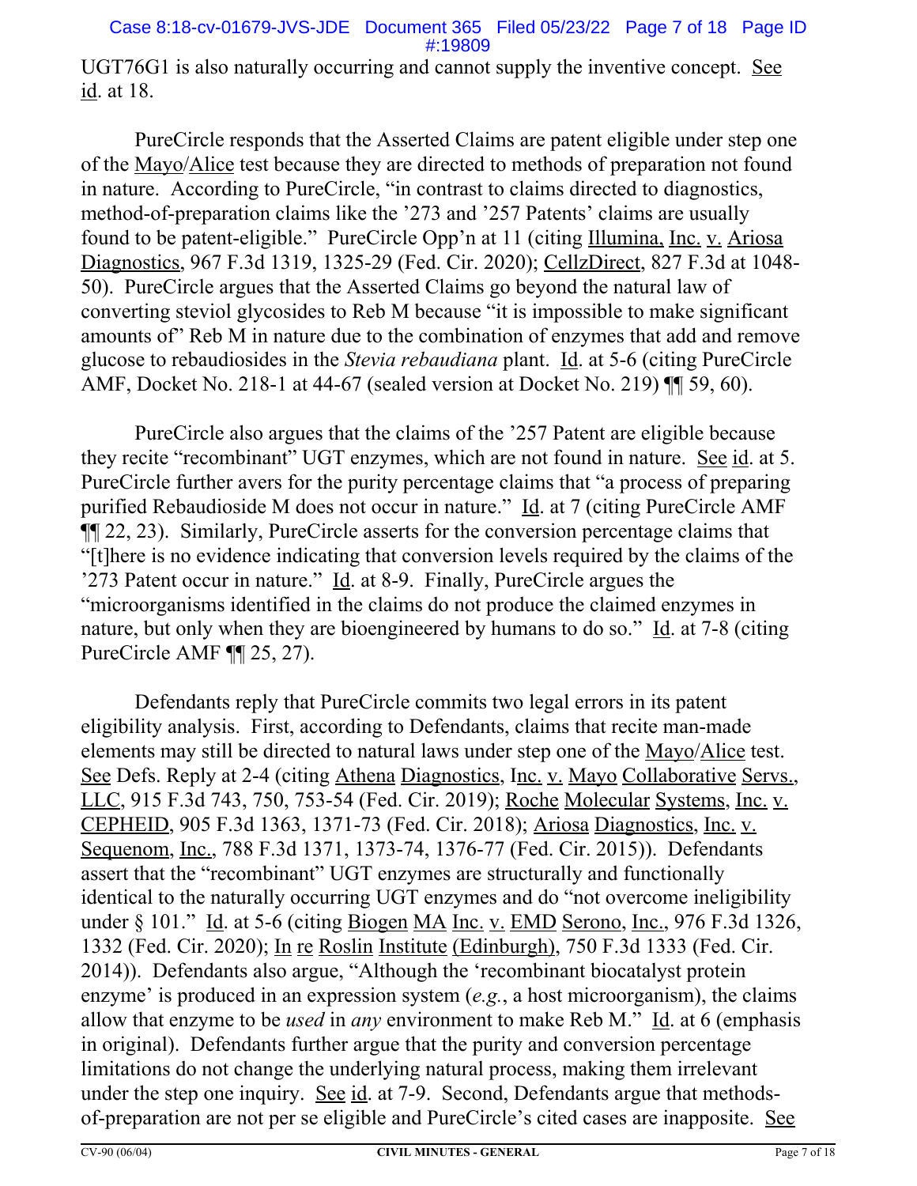UGT76G1 is also naturally occurring and cannot supply the inventive concept. See id. at 18.

PureCircle responds that the Asserted Claims are patent eligible under step one of the Mayo/Alice test because they are directed to methods of preparation not found in nature. According to PureCircle, "in contrast to claims directed to diagnostics, method-of-preparation claims like the '273 and '257 Patents' claims are usually found to be patent-eligible." PureCircle Opp'n at 11 (citing Illumina, Inc. v. Ariosa Diagnostics, 967 F.3d 1319, 1325-29 (Fed. Cir. 2020); CellzDirect, 827 F.3d at 1048-50). PureCircle argues that the Asserted Claims go beyond the natural law of converting steviol glycosides to Reb M because "it is impossible to make significant amounts of" Reb M in nature due to the combination of enzymes that add and remove glucose to rebaudiosides in the *Stevia rebaudiana* plant. Id. at 5-6 (citing PureCircle AMF, Docket No. 218-1 at 44-67 (sealed version at Docket No. 219) ¶¶ 59, 60).

PureCircle also argues that the claims of the '257 Patent are eligible because they recite "recombinant" UGT enzymes, which are not found in nature. See id. at 5. PureCircle further avers for the purity percentage claims that "a process of preparing purified Rebaudioside M does not occur in nature." Id. at 7 (citing PureCircle AMF ¶¶ 22, 23). Similarly, PureCircle asserts for the conversion percentage claims that "[t]here is no evidence indicating that conversion levels required by the claims of the '273 Patent occur in nature." Id. at 8-9. Finally, PureCircle argues the "microorganisms identified in the claims do not produce the claimed enzymes in nature, but only when they are bioengineered by humans to do so." Id. at 7-8 (citing PureCircle AMF ¶¶ 25, 27).

Defendants reply that PureCircle commits two legal errors in its patent eligibility analysis. First, according to Defendants, claims that recite man-made elements may still be directed to natural laws under step one of the Mayo/Alice test. See Defs. Reply at 2-4 (citing Athena Diagnostics, Inc. v. Mayo Collaborative Servs., LLC, 915 F.3d 743, 750, 753-54 (Fed. Cir. 2019); Roche Molecular Systems, Inc. v. CEPHEID, 905 F.3d 1363, 1371-73 (Fed. Cir. 2018); Ariosa Diagnostics, Inc. v. Sequenom, Inc., 788 F.3d 1371, 1373-74, 1376-77 (Fed. Cir. 2015)). Defendants assert that the "recombinant" UGT enzymes are structurally and functionally identical to the naturally occurring UGT enzymes and do "not overcome ineligibility under § 101." Id. at 5-6 (citing Biogen MA Inc. v. EMD Serono, Inc., 976 F.3d 1326, 1332 (Fed. Cir. 2020); In re Roslin Institute (Edinburgh), 750 F.3d 1333 (Fed. Cir. 2014)). Defendants also argue, "Although the 'recombinant biocatalyst protein enzyme' is produced in an expression system (*e.g.*, a host microorganism), the claims allow that enzyme to be *used* in *any* environment to make Reb M." Id. at 6 (emphasis in original). Defendants further argue that the purity and conversion percentage limitations do not change the underlying natural process, making them irrelevant under the step one inquiry. See id. at 7-9. Second, Defendants argue that methods-of-preparation are not per se eligible and PureCircle's cited cases are inapposite. See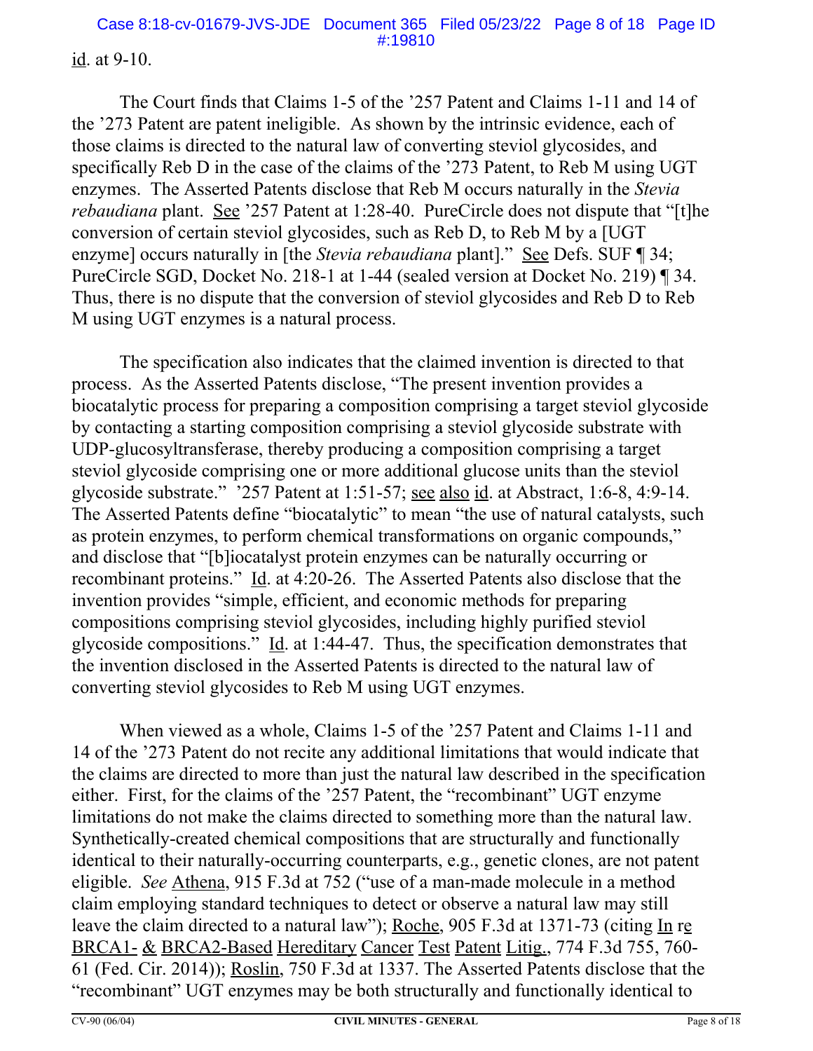id. at 9-10.

The Court finds that Claims 1-5 of the '257 Patent and Claims 1-11 and 14 of the '273 Patent are patent ineligible. As shown by the intrinsic evidence, each of those claims is directed to the natural law of converting steviol glycosides, and specifically Reb D in the case of the claims of the '273 Patent, to Reb M using UGT enzymes. The Asserted Patents disclose that Reb M occurs naturally in the *Stevia rebaudiana* plant. See '257 Patent at 1:28-40. PureCircle does not dispute that "[t]he conversion of certain steviol glycosides, such as Reb D, to Reb M by a [UGT enzyme] occurs naturally in [the *Stevia rebaudiana* plant]." See Defs. SUF ¶ 34; PureCircle SGD, Docket No. 218-1 at 1-44 (sealed version at Docket No. 219) ¶ 34. Thus, there is no dispute that the conversion of steviol glycosides and Reb D to Reb M using UGT enzymes is a natural process.

The specification also indicates that the claimed invention is directed to that process. As the Asserted Patents disclose, "The present invention provides a biocatalytic process for preparing a composition comprising a target steviol glycoside by contacting a starting composition comprising a steviol glycoside substrate with UDP-glucosyltransferase, thereby producing a composition comprising a target steviol glycoside comprising one or more additional glucose units than the steviol glycoside substrate." '257 Patent at 1:51-57; see also id. at Abstract, 1:6-8, 4:9-14. The Asserted Patents define "biocatalytic" to mean "the use of natural catalysts, such as protein enzymes, to perform chemical transformations on organic compounds," and disclose that "[b]iocatalyst protein enzymes can be naturally occurring or recombinant proteins." Id. at 4:20-26. The Asserted Patents also disclose that the invention provides "simple, efficient, and economic methods for preparing compositions comprising steviol glycosides, including highly purified steviol glycoside compositions." Id. at 1:44-47. Thus, the specification demonstrates that the invention disclosed in the Asserted Patents is directed to the natural law of converting steviol glycosides to Reb M using UGT enzymes.

When viewed as a whole, Claims 1-5 of the '257 Patent and Claims 1-11 and 14 of the '273 Patent do not recite any additional limitations that would indicate that the claims are directed to more than just the natural law described in the specification either. First, for the claims of the '257 Patent, the "recombinant" UGT enzyme limitations do not make the claims directed to something more than the natural law. Synthetically-created chemical compositions that are structurally and functionally identical to their naturally-occurring counterparts, e.g., genetic clones, are not patent eligible. *See* Athena, 915 F.3d at 752 ("use of a man-made molecule in a method claim employing standard techniques to detect or observe a natural law may still leave the claim directed to a natural law"); Roche, 905 F.3d at 1371-73 (citing In re BRCA1- & BRCA2-Based Hereditary Cancer Test Patent Litig., 774 F.3d 755, 760-61 (Fed. Cir. 2014)); Roslin, 750 F.3d at 1337. The Asserted Patents disclose that the "recombinant" UGT enzymes may be both structurally and functionally identical to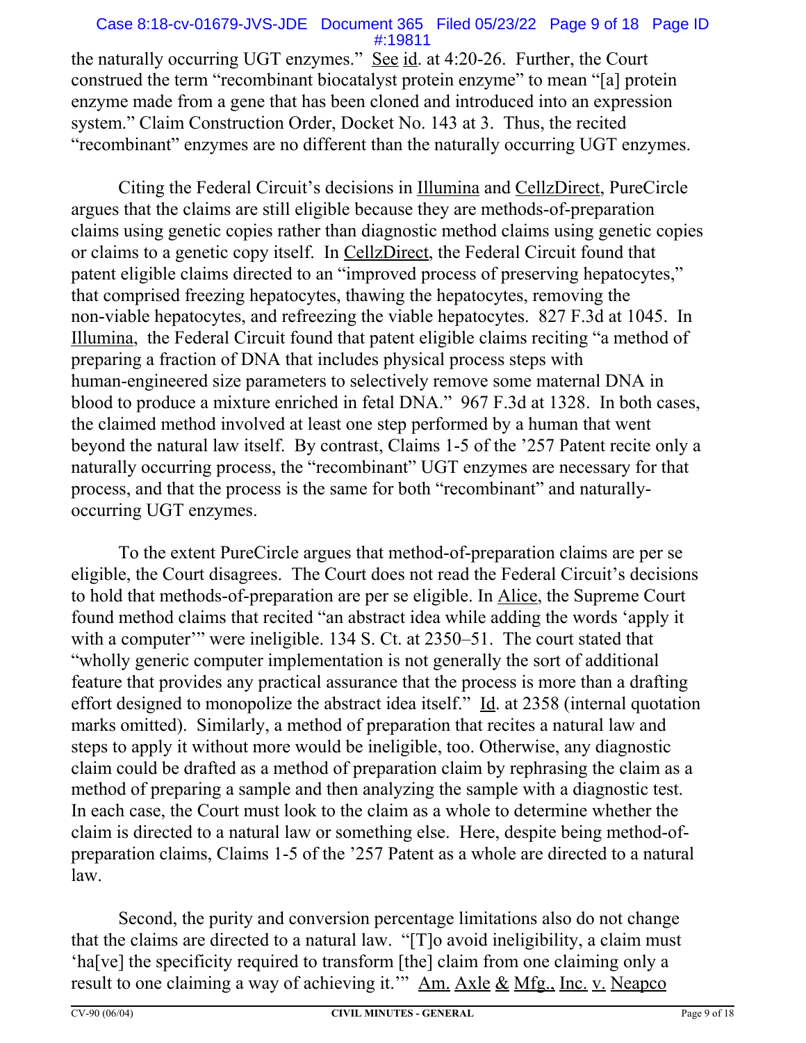the naturally occurring UGT enzymes." See id. at 4:20-26. Further, the Court construed the term "recombinant biocatalyst protein enzyme" to mean "[a] protein enzyme made from a gene that has been cloned and introduced into an expression system." Claim Construction Order, Docket No. 143 at 3. Thus, the recited "recombinant" enzymes are no different than the naturally occurring UGT enzymes.

Citing the Federal Circuit's decisions in Illumina and CellzDirect, PureCircle argues that the claims are still eligible because they are methods-of-preparation claims using genetic copies rather than diagnostic method claims using genetic copies or claims to a genetic copy itself. In CellzDirect, the Federal Circuit found that patent eligible claims directed to an "improved process of preserving hepatocytes," that comprised freezing hepatocytes, thawing the hepatocytes, removing the non-viable hepatocytes, and refreezing the viable hepatocytes. 827 F.3d at 1045. In Illumina, the Federal Circuit found that patent eligible claims reciting "a method of preparing a fraction of DNA that includes physical process steps with human-engineered size parameters to selectively remove some maternal DNA in blood to produce a mixture enriched in fetal DNA." 967 F.3d at 1328. In both cases, the claimed method involved at least one step performed by a human that went beyond the natural law itself. By contrast, Claims 1-5 of the '257 Patent recite only a naturally occurring process, the "recombinant" UGT enzymes are necessary for that process, and that the process is the same for both "recombinant" and naturally-occurring UGT enzymes.

To the extent PureCircle argues that method-of-preparation claims are per se eligible, the Court disagrees. The Court does not read the Federal Circuit's decisions to hold that methods-of-preparation are per se eligible. In Alice, the Supreme Court found method claims that recited "an abstract idea while adding the words 'apply it with a computer'" were ineligible. 134 S. Ct. at 2350–51. The court stated that "wholly generic computer implementation is not generally the sort of additional feature that provides any practical assurance that the process is more than a drafting effort designed to monopolize the abstract idea itself." Id. at 2358 (internal quotation marks omitted). Similarly, a method of preparation that recites a natural law and steps to apply it without more would be ineligible, too. Otherwise, any diagnostic claim could be drafted as a method of preparation claim by rephrasing the claim as a method of preparing a sample and then analyzing the sample with a diagnostic test. In each case, the Court must look to the claim as a whole to determine whether the claim is directed to a natural law or something else. Here, despite being method-of-preparation claims, Claims 1-5 of the '257 Patent as a whole are directed to a natural law.

Second, the purity and conversion percentage limitations also do not change that the claims are directed to a natural law. "[T]o avoid ineligibility, a claim must 'ha[ve] the specificity required to transform [the] claim from one claiming only a result to one claiming a way of achieving it.'" Am. Axle & Mfg., Inc. v. Neapco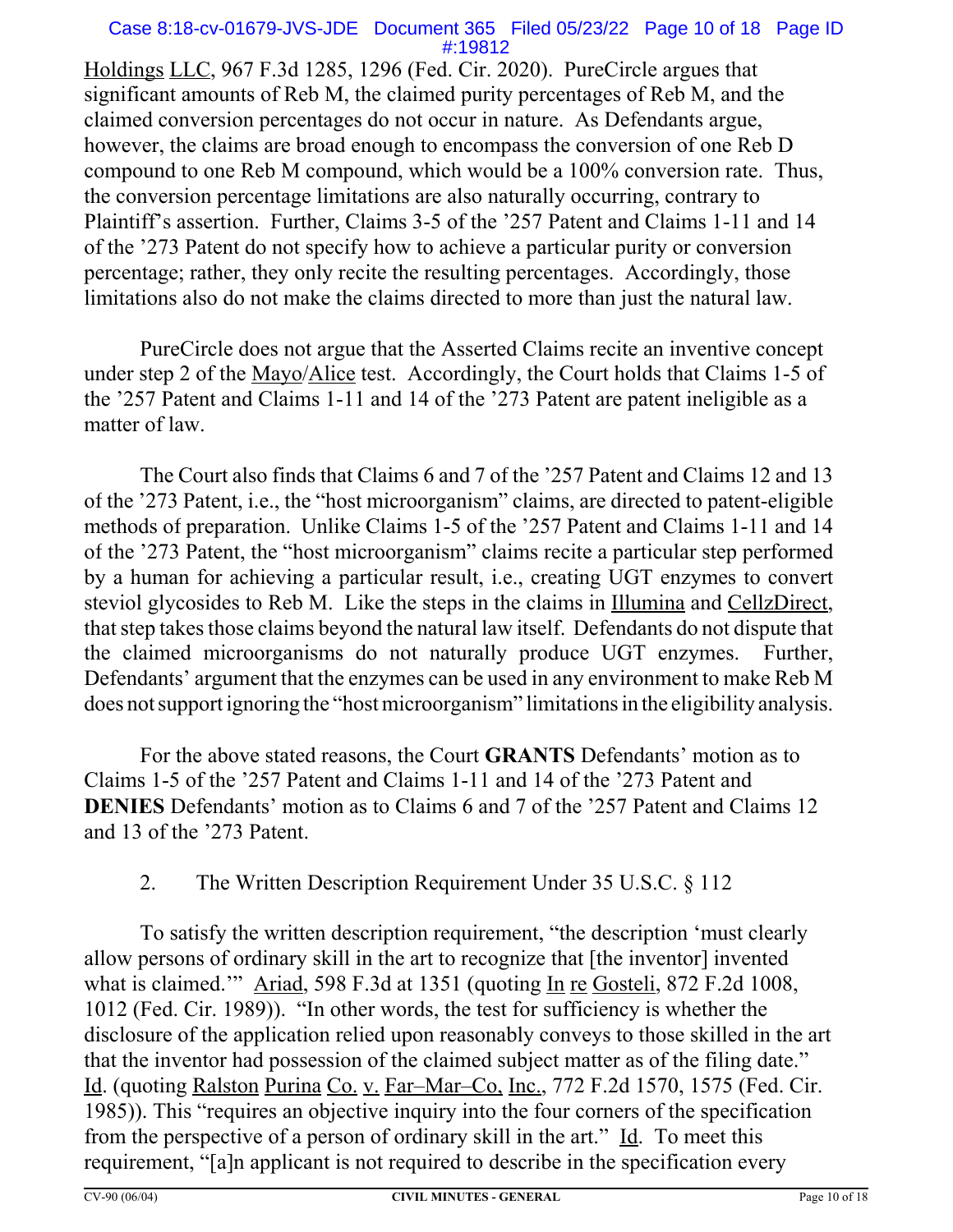Holdings LLC, 967 F.3d 1285, 1296 (Fed. Cir. 2020). PureCircle argues that significant amounts of Reb M, the claimed purity percentages of Reb M, and the claimed conversion percentages do not occur in nature. As Defendants argue, however, the claims are broad enough to encompass the conversion of one Reb D compound to one Reb M compound, which would be a 100% conversion rate. Thus, the conversion percentage limitations are also naturally occurring, contrary to Plaintiff's assertion. Further, Claims 3-5 of the '257 Patent and Claims 1-11 and 14 of the '273 Patent do not specify how to achieve a particular purity or conversion percentage; rather, they only recite the resulting percentages. Accordingly, those limitations also do not make the claims directed to more than just the natural law.

PureCircle does not argue that the Asserted Claims recite an inventive concept under step 2 of the Mayo/Alice test. Accordingly, the Court holds that Claims 1-5 of the '257 Patent and Claims 1-11 and 14 of the '273 Patent are patent ineligible as a matter of law.

The Court also finds that Claims 6 and 7 of the '257 Patent and Claims 12 and 13 of the '273 Patent, i.e., the "host microorganism" claims, are directed to patent-eligible methods of preparation. Unlike Claims 1-5 of the '257 Patent and Claims 1-11 and 14 of the '273 Patent, the "host microorganism" claims recite a particular step performed by a human for achieving a particular result, i.e., creating UGT enzymes to convert steviol glycosides to Reb M. Like the steps in the claims in Illumina and CellzDirect, that step takes those claims beyond the natural law itself. Defendants do not dispute that the claimed microorganisms do not naturally produce UGT enzymes. Further, Defendants' argument that the enzymes can be used in any environment to make Reb M does not support ignoring the "host microorganism" limitations in the eligibility analysis.

For the above stated reasons, the Court **GRANTS** Defendants' motion as to Claims 1-5 of the '257 Patent and Claims 1-11 and 14 of the '273 Patent and **DENIES** Defendants' motion as to Claims 6 and 7 of the '257 Patent and Claims 12 and 13 of the '273 Patent.

2. The Written Description Requirement Under 35 U.S.C. § 112

To satisfy the written description requirement, "the description 'must clearly allow persons of ordinary skill in the art to recognize that [the inventor] invented what is claimed.'" Ariad, 598 F.3d at 1351 (quoting In re Gosteli, 872 F.2d 1008, 1012 (Fed. Cir. 1989)). "In other words, the test for sufficiency is whether the disclosure of the application relied upon reasonably conveys to those skilled in the art that the inventor had possession of the claimed subject matter as of the filing date." Id. (quoting Ralston Purina Co. v. Far–Mar–Co, Inc., 772 F.2d 1570, 1575 (Fed. Cir. 1985)). This "requires an objective inquiry into the four corners of the specification from the perspective of a person of ordinary skill in the art." Id. To meet this requirement, "[a]n applicant is not required to describe in the specification every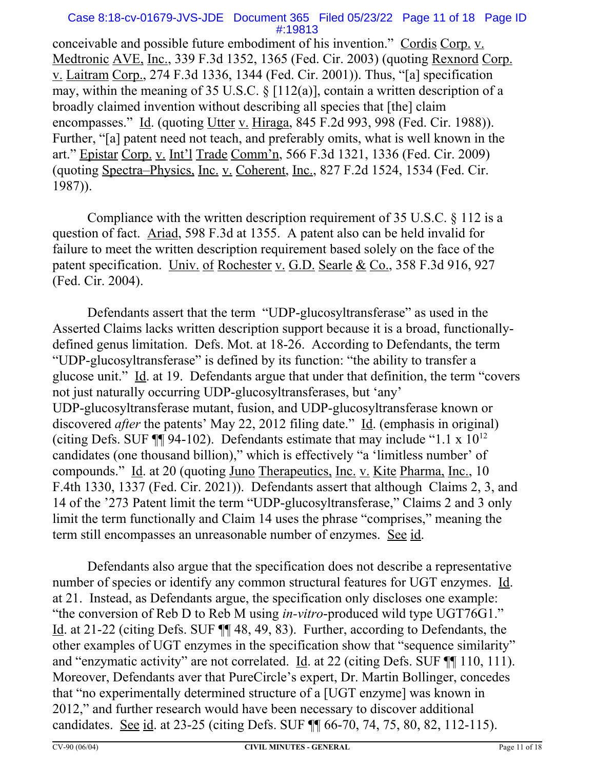conceivable and possible future embodiment of his invention." Cordis Corp. v. Medtronic AVE, Inc., 339 F.3d 1352, 1365 (Fed. Cir. 2003) (quoting Rexnord Corp. v. Laitram Corp., 274 F.3d 1336, 1344 (Fed. Cir. 2001)). Thus, "[a] specification may, within the meaning of 35 U.S.C. § [112(a)], contain a written description of a broadly claimed invention without describing all species that [the] claim encompasses." Id. (quoting Utter v. Hiraga, 845 F.2d 993, 998 (Fed. Cir. 1988)). Further, "[a] patent need not teach, and preferably omits, what is well known in the art." Epistar Corp. v. Int'l Trade Comm'n, 566 F.3d 1321, 1336 (Fed. Cir. 2009) (quoting Spectra–Physics, Inc. v. Coherent, Inc., 827 F.2d 1524, 1534 (Fed. Cir. 1987)).

Compliance with the written description requirement of 35 U.S.C. § 112 is a question of fact. Ariad, 598 F.3d at 1355. A patent also can be held invalid for failure to meet the written description requirement based solely on the face of the patent specification. Univ. of Rochester v. G.D. Searle & Co., 358 F.3d 916, 927 (Fed. Cir. 2004).

Defendants assert that the term "UDP-glucosyltransferase" as used in the Asserted Claims lacks written description support because it is a broad, functionally-defined genus limitation. Defs. Mot. at 18-26. According to Defendants, the term "UDP-glucosyltransferase" is defined by its function: "the ability to transfer a glucose unit." Id. at 19. Defendants argue that under that definition, the term "covers not just naturally occurring UDP-glucosyltransferases, but 'any' UDP-glucosyltransferase mutant, fusion, and UDP-glucosyltransferase known or discovered *after* the patents' May 22, 2012 filing date." Id. (emphasis in original) (citing Defs. SUF ¶¶ 94-102). Defendants estimate that may include "1.1 x $10^{12}$ candidates (one thousand billion)," which is effectively "a 'limitless number' of compounds." Id. at 20 (quoting Juno Therapeutics, Inc. v. Kite Pharma, Inc., 10 F.4th 1330, 1337 (Fed. Cir. 2021)). Defendants assert that although Claims 2, 3, and 14 of the '273 Patent limit the term "UDP-glucosyltransferase," Claims 2 and 3 only limit the term functionally and Claim 14 uses the phrase "comprises," meaning the term still encompasses an unreasonable number of enzymes. See id.

Defendants also argue that the specification does not describe a representative number of species or identify any common structural features for UGT enzymes. Id. at 21. Instead, as Defendants argue, the specification only discloses one example: "the conversion of Reb D to Reb M using *in-vitro*-produced wild type UGT76G1." Id. at 21-22 (citing Defs. SUF ¶¶ 48, 49, 83). Further, according to Defendants, the other examples of UGT enzymes in the specification show that "sequence similarity" and "enzymatic activity" are not correlated. Id. at 22 (citing Defs. SUF ¶¶ 110, 111). Moreover, Defendants aver that PureCircle's expert, Dr. Martin Bollinger, concedes that "no experimentally determined structure of a [UGT enzyme] was known in 2012," and further research would have been necessary to discover additional candidates. See id. at 23-25 (citing Defs. SUF ¶¶ 66-70, 74, 75, 80, 82, 112-115).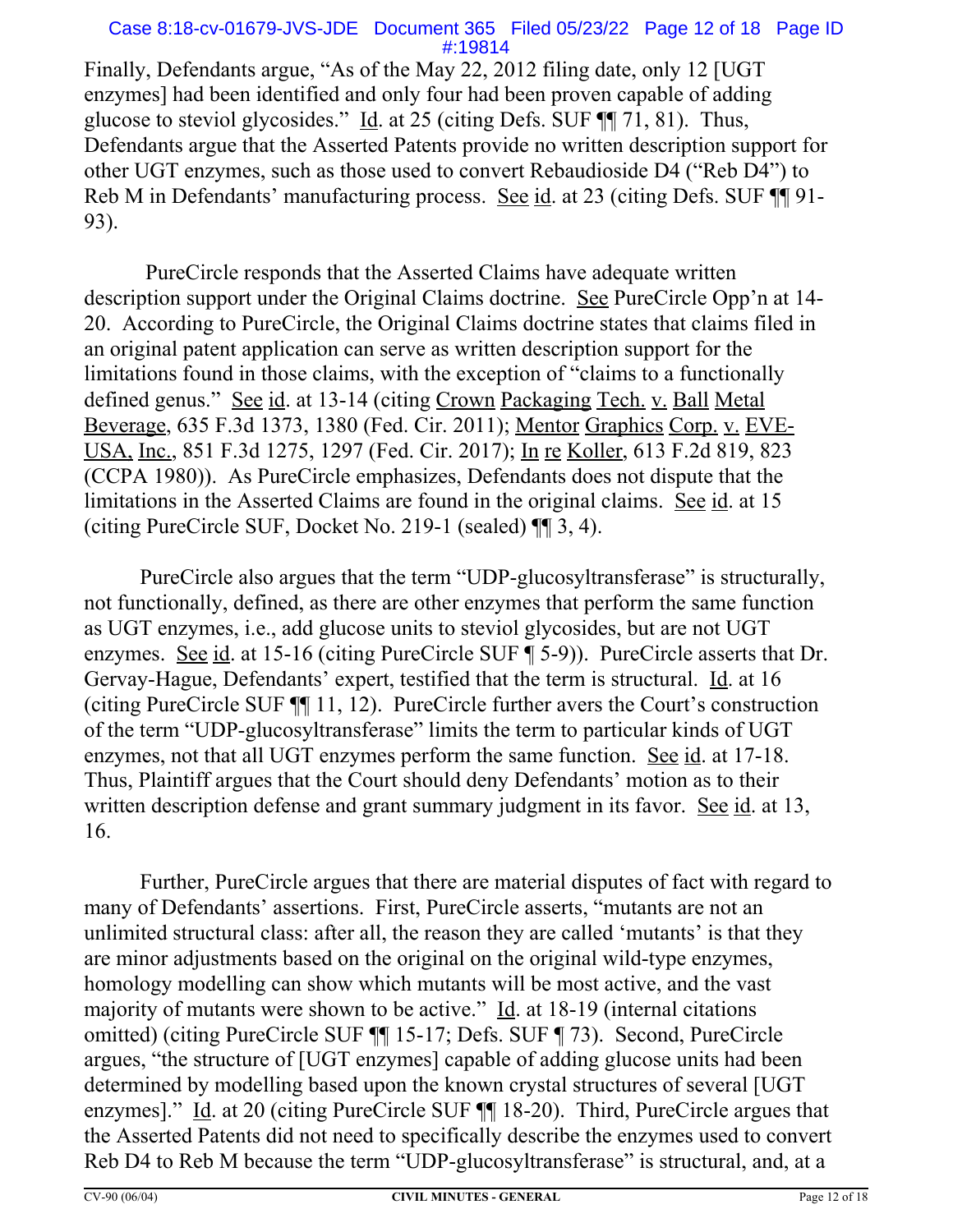Finally, Defendants argue, "As of the May 22, 2012 filing date, only 12 [UGT enzymes] had been identified and only four had been proven capable of adding glucose to steviol glycosides." Id. at 25 (citing Defs. SUF ¶¶ 71, 81). Thus, Defendants argue that the Asserted Patents provide no written description support for other UGT enzymes, such as those used to convert Rebaudioside D4 ("Reb D4") to Reb M in Defendants' manufacturing process. See id. at 23 (citing Defs. SUF ¶¶ 91-93).

PureCircle responds that the Asserted Claims have adequate written description support under the Original Claims doctrine. See PureCircle Opp'n at 14-20. According to PureCircle, the Original Claims doctrine states that claims filed in an original patent application can serve as written description support for the limitations found in those claims, with the exception of "claims to a functionally defined genus." See id. at 13-14 (citing Crown Packaging Tech. v. Ball Metal Beverage, 635 F.3d 1373, 1380 (Fed. Cir. 2011); Mentor Graphics Corp. v. EVE-USA, Inc., 851 F.3d 1275, 1297 (Fed. Cir. 2017); In re Koller, 613 F.2d 819, 823 (CCPA 1980)). As PureCircle emphasizes, Defendants does not dispute that the limitations in the Asserted Claims are found in the original claims. See id. at 15 (citing PureCircle SUF, Docket No. 219-1 (sealed) ¶¶ 3, 4).

PureCircle also argues that the term "UDP-glucosyltransferase" is structurally, not functionally, defined, as there are other enzymes that perform the same function as UGT enzymes, i.e., add glucose units to steviol glycosides, but are not UGT enzymes. See id. at 15-16 (citing PureCircle SUF ¶ 5-9)). PureCircle asserts that Dr. Gervay-Hague, Defendants' expert, testified that the term is structural. Id. at 16 (citing PureCircle SUF ¶¶ 11, 12). PureCircle further avers the Court's construction of the term "UDP-glucosyltransferase" limits the term to particular kinds of UGT enzymes, not that all UGT enzymes perform the same function. See id. at 17-18. Thus, Plaintiff argues that the Court should deny Defendants' motion as to their written description defense and grant summary judgment in its favor. See id. at 13, 16.

Further, PureCircle argues that there are material disputes of fact with regard to many of Defendants' assertions. First, PureCircle asserts, "mutants are not an unlimited structural class: after all, the reason they are called 'mutants' is that they are minor adjustments based on the original on the original wild-type enzymes, homology modelling can show which mutants will be most active, and the vast majority of mutants were shown to be active." Id. at 18-19 (internal citations omitted) (citing PureCircle SUF ¶¶ 15-17; Defs. SUF ¶ 73). Second, PureCircle argues, "the structure of [UGT enzymes] capable of adding glucose units had been determined by modelling based upon the known crystal structures of several [UGT enzymes]." Id. at 20 (citing PureCircle SUF ¶¶ 18-20). Third, PureCircle argues that the Asserted Patents did not need to specifically describe the enzymes used to convert Reb D4 to Reb M because the term "UDP-glucosyltransferase" is structural, and, at a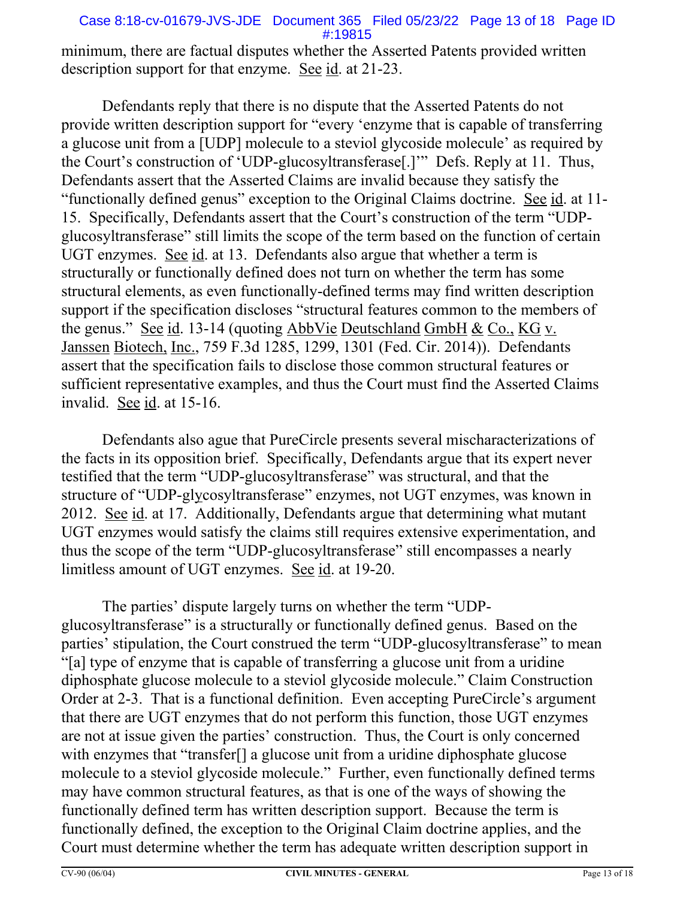minimum, there are factual disputes whether the Asserted Patents provided written description support for that enzyme. See id. at 21-23.

Defendants reply that there is no dispute that the Asserted Patents do not provide written description support for "every 'enzyme that is capable of transferring a glucose unit from a [UDP] molecule to a steviol glycoside molecule' as required by the Court's construction of 'UDP-glucosyltransferase[.]'" Defs. Reply at 11. Thus, Defendants assert that the Asserted Claims are invalid because they satisfy the "functionally defined genus" exception to the Original Claims doctrine. See id. at 11-15. Specifically, Defendants assert that the Court's construction of the term "UDP-glucosyltransferase" still limits the scope of the term based on the function of certain UGT enzymes. See id. at 13. Defendants also argue that whether a term is structurally or functionally defined does not turn on whether the term has some structural elements, as even functionally-defined terms may find written description support if the specification discloses "structural features common to the members of the genus." See id. 13-14 (quoting AbbVie Deutschland GmbH & Co., KG v. Janssen Biotech, Inc., 759 F.3d 1285, 1299, 1301 (Fed. Cir. 2014)). Defendants assert that the specification fails to disclose those common structural features or sufficient representative examples, and thus the Court must find the Asserted Claims invalid. See id. at 15-16.

Defendants also ague that PureCircle presents several mischaracterizations of the facts in its opposition brief. Specifically, Defendants argue that its expert never testified that the term "UDP-glucosyltransferase" was structural, and that the structure of "UDP-glycosyltransferase" enzymes, not UGT enzymes, was known in 2012. See id. at 17. Additionally, Defendants argue that determining what mutant UGT enzymes would satisfy the claims still requires extensive experimentation, and thus the scope of the term "UDP-glucosyltransferase" still encompasses a nearly limitless amount of UGT enzymes. See id. at 19-20.

The parties' dispute largely turns on whether the term "UDP-glucosyltransferase" is a structurally or functionally defined genus. Based on the parties' stipulation, the Court construed the term "UDP-glucosyltransferase" to mean "[a] type of enzyme that is capable of transferring a glucose unit from a uridine diphosphate glucose molecule to a steviol glycoside molecule." Claim Construction Order at 2-3. That is a functional definition. Even accepting PureCircle's argument that there are UGT enzymes that do not perform this function, those UGT enzymes are not at issue given the parties' construction. Thus, the Court is only concerned with enzymes that "transfer[] a glucose unit from a uridine diphosphate glucose molecule to a steviol glycoside molecule." Further, even functionally defined terms may have common structural features, as that is one of the ways of showing the functionally defined term has written description support. Because the term is functionally defined, the exception to the Original Claim doctrine applies, and the Court must determine whether the term has adequate written description support in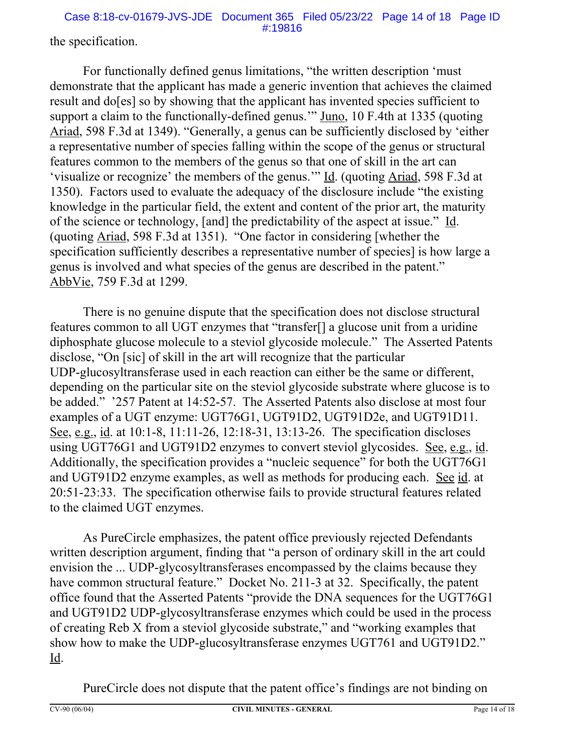the specification.

For functionally defined genus limitations, "the written description 'must demonstrate that the applicant has made a generic invention that achieves the claimed result and do[es] so by showing that the applicant has invented species sufficient to support a claim to the functionally-defined genus.'" Juno, 10 F.4th at 1335 (quoting Ariad, 598 F.3d at 1349). "Generally, a genus can be sufficiently disclosed by 'either a representative number of species falling within the scope of the genus or structural features common to the members of the genus so that one of skill in the art can 'visualize or recognize' the members of the genus.'" Id. (quoting Ariad, 598 F.3d at 1350). Factors used to evaluate the adequacy of the disclosure include "the existing knowledge in the particular field, the extent and content of the prior art, the maturity of the science or technology, [and] the predictability of the aspect at issue." Id. (quoting Ariad, 598 F.3d at 1351). "One factor in considering [whether the specification sufficiently describes a representative number of species] is how large a genus is involved and what species of the genus are described in the patent." AbbVie, 759 F.3d at 1299.

There is no genuine dispute that the specification does not disclose structural features common to all UGT enzymes that "transfer[] a glucose unit from a uridine diphosphate glucose molecule to a steviol glycoside molecule." The Asserted Patents disclose, "On [sic] of skill in the art will recognize that the particular UDP-glucosyltransferase used in each reaction can either be the same or different, depending on the particular site on the steviol glycoside substrate where glucose is to be added." '257 Patent at 14:52-57. The Asserted Patents also disclose at most four examples of a UGT enzyme: UGT76G1, UGT91D2, UGT91D2e, and UGT91D11. See, e.g., id. at 10:1-8, 11:11-26, 12:18-31, 13:13-26. The specification discloses using UGT76G1 and UGT91D2 enzymes to convert steviol glycosides. See, e.g., id. Additionally, the specification provides a "nucleic sequence" for both the UGT76G1 and UGT91D2 enzyme examples, as well as methods for producing each. See id. at 20:51-23:33. The specification otherwise fails to provide structural features related to the claimed UGT enzymes.

As PureCircle emphasizes, the patent office previously rejected Defendants written description argument, finding that "a person of ordinary skill in the art could envision the ... UDP-glycosyltransferases encompassed by the claims because they have common structural feature." Docket No. 211-3 at 32. Specifically, the patent office found that the Asserted Patents "provide the DNA sequences for the UGT76G1 and UGT91D2 UDP-glycosyltransferase enzymes which could be used in the process of creating Reb X from a steviol glycoside substrate," and "working examples that show how to make the UDP-glucosyltransferase enzymes UGT761 and UGT91D2." Id.

PureCircle does not dispute that the patent office's findings are not binding on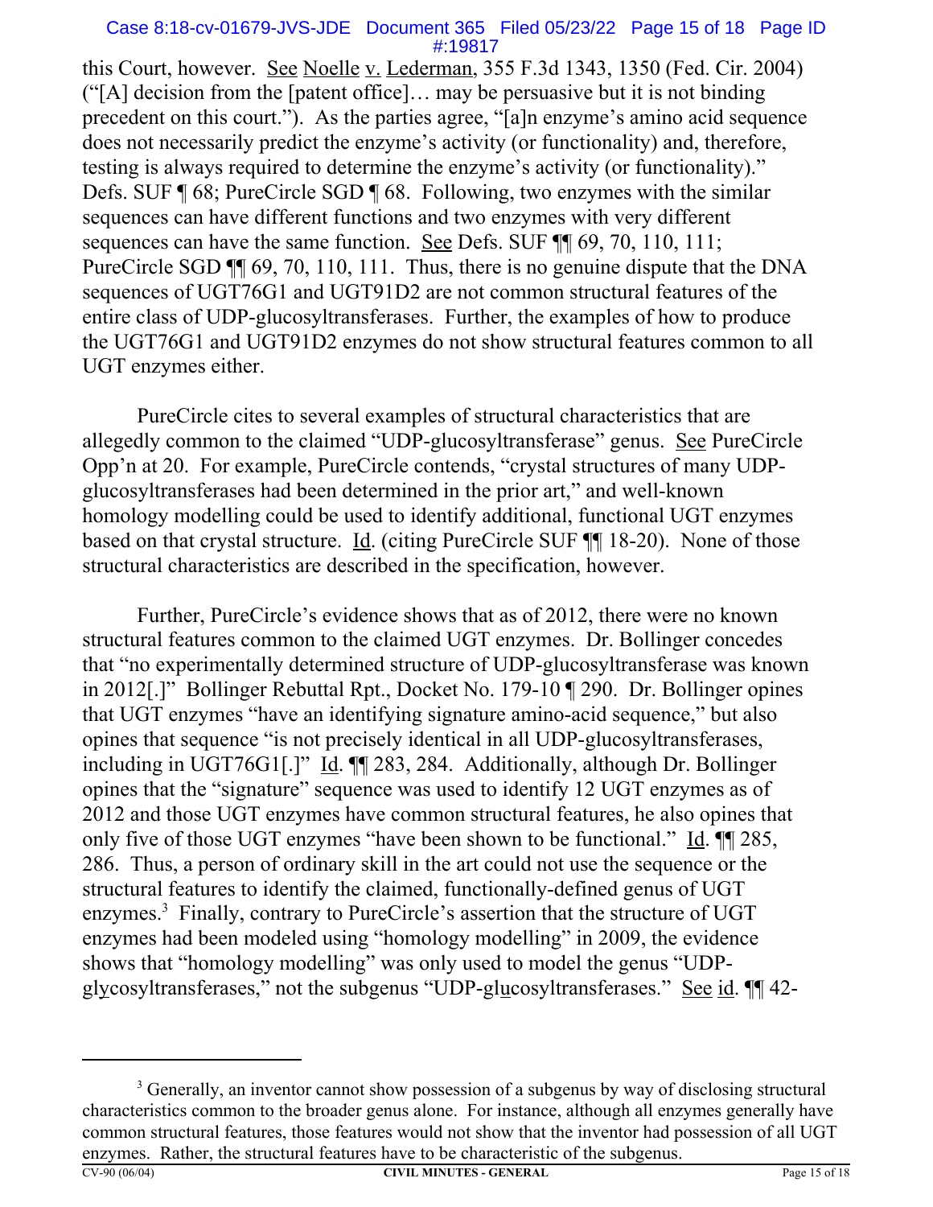this Court, however. See Noelle v. Lederman, 355 F.3d 1343, 1350 (Fed. Cir. 2004) ("[A] decision from the [patent office]… may be persuasive but it is not binding precedent on this court."). As the parties agree, "[a]n enzyme's amino acid sequence does not necessarily predict the enzyme's activity (or functionality) and, therefore, testing is always required to determine the enzyme's activity (or functionality)." Defs. SUF ¶ 68; PureCircle SGD ¶ 68. Following, two enzymes with the similar sequences can have different functions and two enzymes with very different sequences can have the same function. See Defs. SUF ¶¶ 69, 70, 110, 111; PureCircle SGD ¶¶ 69, 70, 110, 111. Thus, there is no genuine dispute that the DNA sequences of UGT76G1 and UGT91D2 are not common structural features of the entire class of UDP-glucosyltransferases. Further, the examples of how to produce the UGT76G1 and UGT91D2 enzymes do not show structural features common to all UGT enzymes either.

PureCircle cites to several examples of structural characteristics that are allegedly common to the claimed "UDP-glucosyltransferase" genus. See PureCircle Opp'n at 20. For example, PureCircle contends, "crystal structures of many UDP-glucosyltransferases had been determined in the prior art," and well-known homology modelling could be used to identify additional, functional UGT enzymes based on that crystal structure. Id. (citing PureCircle SUF ¶¶ 18-20). None of those structural characteristics are described in the specification, however.

Further, PureCircle's evidence shows that as of 2012, there were no known structural features common to the claimed UGT enzymes. Dr. Bollinger concedes that "no experimentally determined structure of UDP-glucosyltransferase was known in 2012[.]" Bollinger Rebuttal Rpt., Docket No. 179-10 ¶ 290. Dr. Bollinger opines that UGT enzymes "have an identifying signature amino-acid sequence," but also opines that sequence "is not precisely identical in all UDP-glucosyltransferases, including in UGT76G1[.]" Id. ¶¶ 283, 284. Additionally, although Dr. Bollinger opines that the "signature" sequence was used to identify 12 UGT enzymes as of 2012 and those UGT enzymes have common structural features, he also opines that only five of those UGT enzymes "have been shown to be functional." Id. ¶¶ 285, 286. Thus, a person of ordinary skill in the art could not use the sequence or the structural features to identify the claimed, functionally-defined genus of UGT enzymes.[3] Finally, contrary to PureCircle's assertion that the structure of UGT enzymes had been modeled using "homology modelling" in 2009, the evidence shows that "homology modelling" was only used to model the genus "UDP-glycosyltransferases," not the subgenus "UDP-glucosyltransferases." See id. ¶¶ 42-

---

[3] Generally, an inventor cannot show possession of a subgenus by way of disclosing structural characteristics common to the broader genus alone. For instance, although all enzymes generally have common structural features, those features would not show that the inventor had possession of all UGT enzymes. Rather, the structural features have to be characteristic of the subgenus.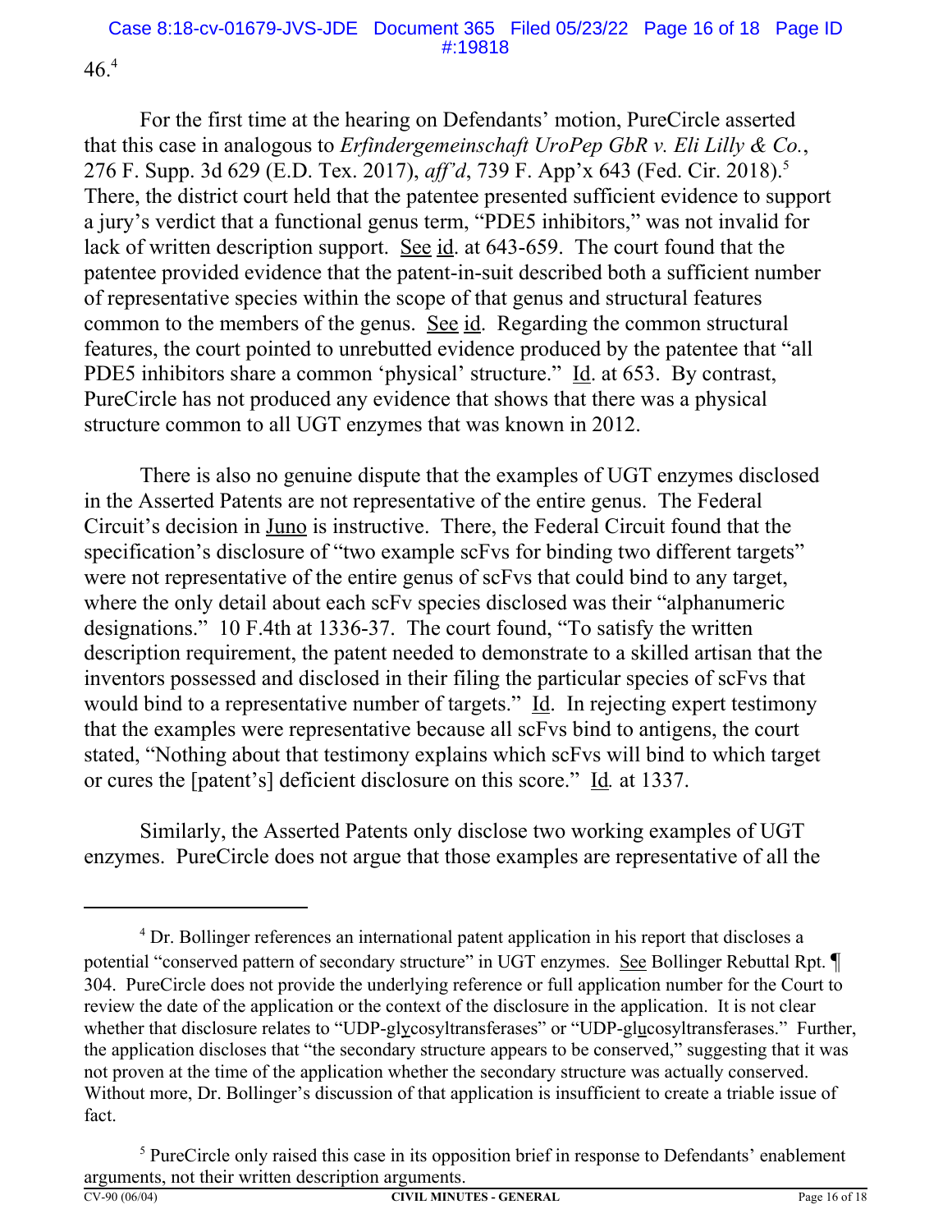46.[4]

For the first time at the hearing on Defendants' motion, PureCircle asserted that this case in analogous to *Erfindergemeinschaft UroPep GbR v. Eli Lilly & Co.*, 276 F. Supp. 3d 629 (E.D. Tex. 2017), *aff'd*, 739 F. App'x 643 (Fed. Cir. 2018).[5] There, the district court held that the patentee presented sufficient evidence to support a jury's verdict that a functional genus term, "PDE5 inhibitors," was not invalid for lack of written description support. See id. at 643-659. The court found that the patentee provided evidence that the patent-in-suit described both a sufficient number of representative species within the scope of that genus and structural features common to the members of the genus. See id. Regarding the common structural features, the court pointed to unrebutted evidence produced by the patentee that "all PDE5 inhibitors share a common 'physical' structure." Id. at 653. By contrast, PureCircle has not produced any evidence that shows that there was a physical structure common to all UGT enzymes that was known in 2012.

There is also no genuine dispute that the examples of UGT enzymes disclosed in the Asserted Patents are not representative of the entire genus. The Federal Circuit's decision in Juno is instructive. There, the Federal Circuit found that the specification's disclosure of "two example scFvs for binding two different targets" were not representative of the entire genus of scFvs that could bind to any target, where the only detail about each scFv species disclosed was their "alphanumeric designations." 10 F.4th at 1336-37. The court found, "To satisfy the written description requirement, the patent needed to demonstrate to a skilled artisan that the inventors possessed and disclosed in their filing the particular species of scFvs that would bind to a representative number of targets." Id. In rejecting expert testimony that the examples were representative because all scFvs bind to antigens, the court stated, "Nothing about that testimony explains which scFvs will bind to which target or cures the [patent's] deficient disclosure on this score." Id. at 1337.

Similarly, the Asserted Patents only disclose two working examples of UGT enzymes. PureCircle does not argue that those examples are representative of all the

---

[4] Dr. Bollinger references an international patent application in his report that discloses a potential "conserved pattern of secondary structure" in UGT enzymes. See Bollinger Rebuttal Rpt. ¶ 304. PureCircle does not provide the underlying reference or full application number for the Court to review the date of the application or the context of the disclosure in the application. It is not clear whether that disclosure relates to "UDP-gly cosyltransferases" or "UDP-glucosyltransferases." Further, the application discloses that "the secondary structure appears to be conserved," suggesting that it was not proven at the time of the application whether the secondary structure was actually conserved. Without more, Dr. Bollinger's discussion of that application is insufficient to create a triable issue of fact.

[5] PureCircle only raised this case in its opposition brief in response to Defendants' enablement arguments, not their written description arguments.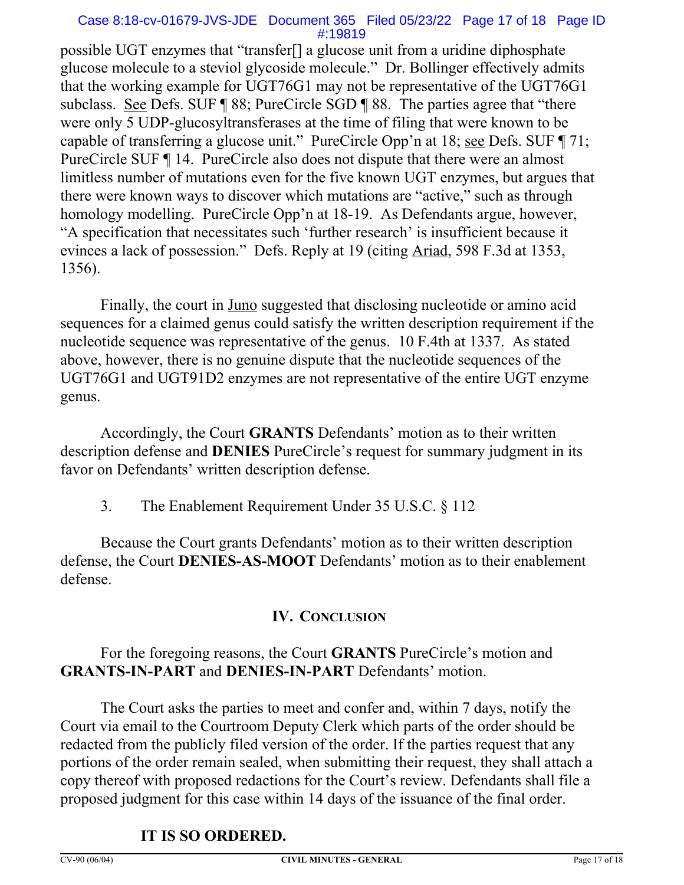possible UGT enzymes that "transfer[] a glucose unit from a uridine diphosphate glucose molecule to a steviol glycoside molecule." Dr. Bollinger effectively admits that the working example for UGT76G1 may not be representative of the UGT76G1 subclass. See Defs. SUF ¶ 88; PureCircle SGD ¶ 88. The parties agree that "there were only 5 UDP-glucosyltransferases at the time of filing that were known to be capable of transferring a glucose unit." PureCircle Opp'n at 18; see Defs. SUF ¶ 71; PureCircle SUF ¶ 14. PureCircle also does not dispute that there were an almost limitless number of mutations even for the five known UGT enzymes, but argues that there were known ways to discover which mutations are "active," such as through homology modelling. PureCircle Opp'n at 18-19. As Defendants argue, however, "A specification that necessitates such 'further research' is insufficient because it evinces a lack of possession." Defs. Reply at 19 (citing Ariad, 598 F.3d at 1353, 1356).

Finally, the court in Juno suggested that disclosing nucleotide or amino acid sequences for a claimed genus could satisfy the written description requirement if the nucleotide sequence was representative of the genus. 10 F.4th at 1337. As stated above, however, there is no genuine dispute that the nucleotide sequences of the UGT76G1 and UGT91D2 enzymes are not representative of the entire UGT enzyme genus.

Accordingly, the Court **GRANTS** Defendants' motion as to their written description defense and **DENIES** PureCircle's request for summary judgment in its favor on Defendants' written description defense.

3. The Enablement Requirement Under 35 U.S.C. § 112

Because the Court grants Defendants' motion as to their written description defense, the Court **DENIES-AS-MOOT** Defendants' motion as to their enablement defense.

## IV. CONCLUSION

For the foregoing reasons, the Court **GRANTS** PureCircle's motion and **GRANTS-IN-PART** and **DENIES-IN-PART** Defendants' motion.

The Court asks the parties to meet and confer and, within 7 days, notify the Court via email to the Courtroom Deputy Clerk which parts of the order should be redacted from the publicly filed version of the order. If the parties request that any portions of the order remain sealed, when submitting their request, they shall attach a copy thereof with proposed redactions for the Court's review. Defendants shall file a proposed judgment for this case within 14 days of the issuance of the final order.

**IT IS SO ORDERED.**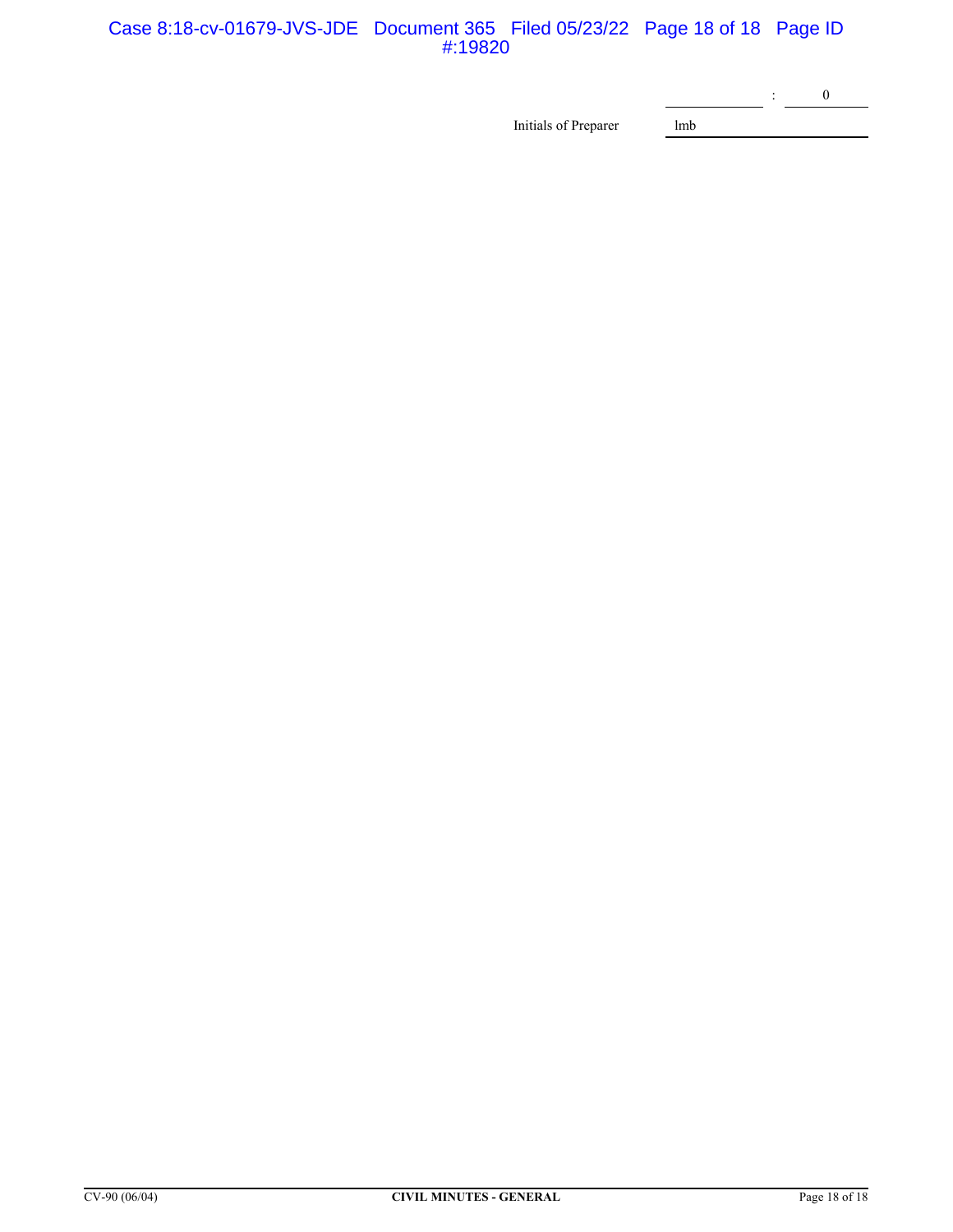| | | |
|---|---|---|
| | : | 0 |
| Initials of Preparer | lmb | |